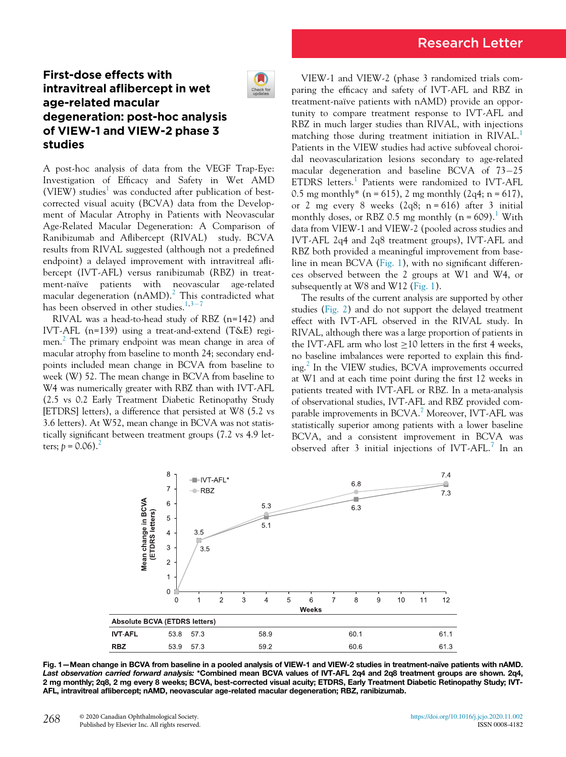Research Letter

# First-dose effects with intravitreal aflibercept in wet age-related macular degeneration: post-hoc analysis of VIEW-1 and VIEW-2 phase 3 studies

A post-hoc analysis of data from the VEGF Trap-Eye: Investigation of Efficacy and Safety in Wet AMD (VIEW) studies[1] was conducted after publication of best-corrected visual acuity (BCVA) data from the Development of Macular Atrophy in Patients with Neovascular Age-Related Macular Degeneration: A Comparison of Ranibizumab and Aflibercept (RIVAL) study. BCVA results from RIVAL suggested (although not a predefined endpoint) a delayed improvement with intravitreal aflibercept (IVT-AFL) versus ranibizumab (RBZ) in treatment-naïve patients with neovascular age-related macular degeneration (nAMD).[2] This contradicted what has been observed in other studies.[1,3–7]

RIVAL was a head-to-head study of RBZ (n=142) and IVT-AFL (n=139) using a treat-and-extend (T&E) regimen.[2] The primary endpoint was mean change in area of macular atrophy from baseline to month 24; secondary endpoints included mean change in BCVA from baseline to week (W) 52. The mean change in BCVA from baseline to W4 was numerically greater with RBZ than with IVT-AFL (2.5 vs 0.2 Early Treatment Diabetic Retinopathy Study [ETDRS] letters), a difference that persisted at W8 (5.2 vs 3.6 letters). At W52, mean change in BCVA was not statistically significant between treatment groups (7.2 vs 4.9 letters; $p = 0.06$).[2]

VIEW-1 and VIEW-2 (phase 3 randomized trials comparing the efficacy and safety of IVT-AFL and RBZ in treatment-naïve patients with nAMD) provide an opportunity to compare treatment response to IVT-AFL and RBZ in much larger studies than RIVAL, with injections matching those during treatment initiation in RIVAL.[1] Patients in the VIEW studies had active subfoveal choroidal neovascularization lesions secondary to age-related macular degeneration and baseline BCVA of 73–25 ETDRS letters.[1] Patients were randomized to IVT-AFL 0.5 mg monthly* (n = 615), 2 mg monthly (2q4; n = 617), or 2 mg every 8 weeks (2q8; n = 616) after 3 initial monthly doses, or RBZ 0.5 mg monthly (n = 609).[1] With data from VIEW-1 and VIEW-2 (pooled across studies and IVT-AFL 2q4 and 2q8 treatment groups), IVT-AFL and RBZ both provided a meaningful improvement from baseline in mean BCVA (Fig. 1), with no significant differences observed between the 2 groups at W1 and W4, or subsequently at W8 and W12 (Fig. 1).

The results of the current analysis are supported by other studies (Fig. 2) and do not support the delayed treatment effect with IVT-AFL observed in the RIVAL study. In RIVAL, although there was a large proportion of patients in the IVT-AFL arm who lost ≥10 letters in the first 4 weeks, no baseline imbalances were reported to explain this finding.[2] In the VIEW studies, BCVA improvements occurred at W1 and at each time point during the first 12 weeks in patients treated with IVT-AFL or RBZ. In a meta-analysis of observational studies, IVT-AFL and RBZ provided comparable improvements in BCVA.[7] Moreover, IVT-AFL was statistically superior among patients with a lower baseline BCVA, and a consistent improvement in BCVA was observed after 3 initial injections of IVT-AFL.[7] In an

| Absolute BCVA (ETDRS letters) | Week 0 | Week 1 | Week 4 | Week 8 | Week 12 |
|---|---|---|---|---|---|
| IVT-AFL | 53.8 | 57.3 | 58.9 | 60.1 | 61.1 |
| RBZ | 53.9 | 57.3 | 59.2 | 60.6 | 61.3 |

Fig. 1—Mean change in BCVA from baseline in a pooled analysis of VIEW-1 and VIEW-2 studies in treatment-naïve patients with nAMD. *Last observation carried forward analysis:* *Combined mean BCVA values of IVT-AFL 2q4 and 2q8 treatment groups are shown. 2q4, 2 mg monthly; 2q8, 2 mg every 8 weeks; BCVA, best-corrected visual acuity; ETDRS, Early Treatment Diabetic Retinopathy Study; IVT-AFL, intravitreal aflibercept; nAMD, neovascular age-related macular degeneration; RBZ, ranibizumab.

© 2020 Canadian Ophthalmological Society. Published by Elsevier Inc. All rights reserved.

https://doi.org/10.1016/j.jcjo.2020.11.002 ISSN 0008-4182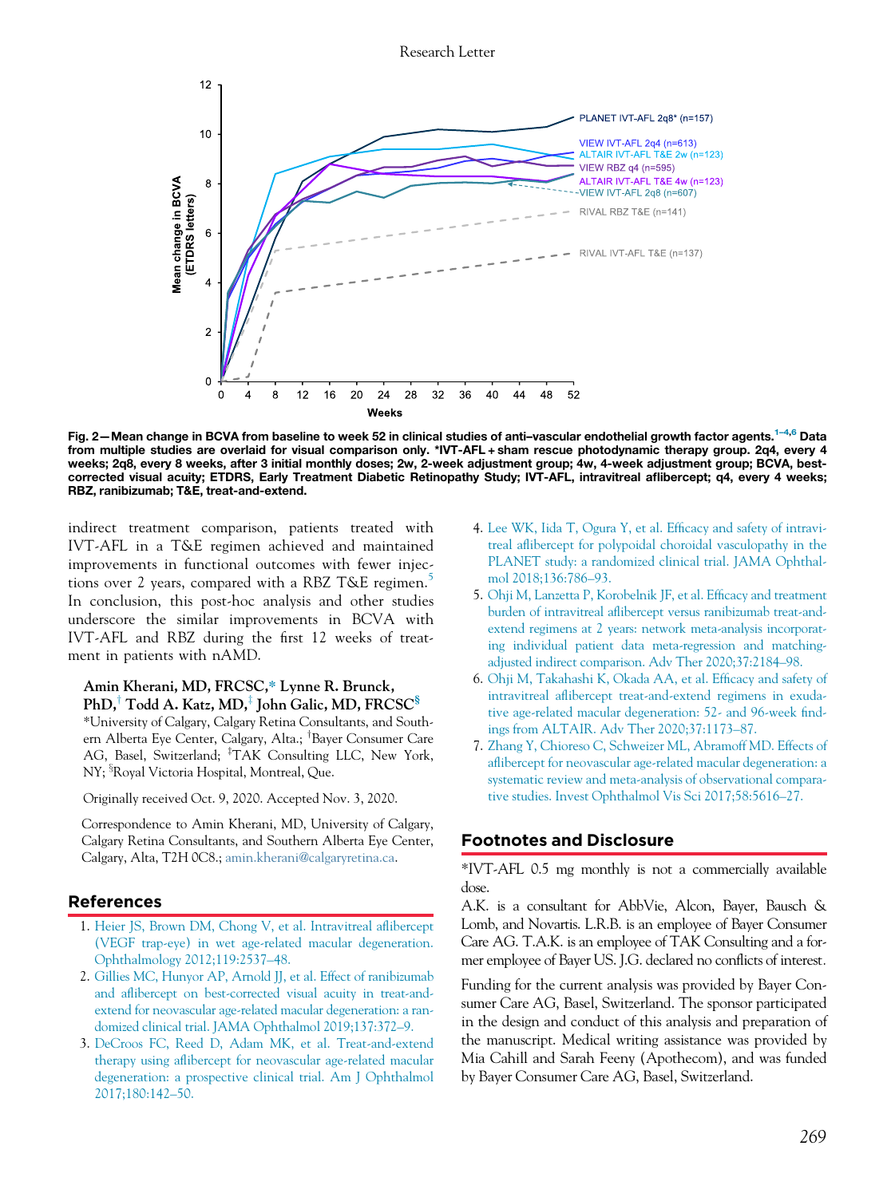12
10
8
6
4
2
0
Mean change in BCVA (ETDRS letters)
0 4 8 12 16 20 24 28 32 36 40 44 48 52
Weeks
PLANET IVT-AFL 2q8* (n=157)
VIEW IVT-AFL 2q4 (n=613)
ALTAIR IVT-AFL T&E 2w (n=123)
VIEW RBZ q4 (n=595)
ALTAIR IVT-AFL T&E 4w (n=123)
VIEW IVT-AFL 2q8 (n=607)
RIVAL RBZ T&E (n=141)
RIVAL IVT-AFL T&E (n=137)

**Fig. 2—Mean change in BCVA from baseline to week 52 in clinical studies of anti–vascular endothelial growth factor agents.[1–4,6] Data from multiple studies are overlaid for visual comparison only. *IVT-AFL + sham rescue photodynamic therapy group. 2q4, every 4 weeks; 2q8, every 8 weeks, after 3 initial monthly doses; 2w, 2-week adjustment group; 4w, 4-week adjustment group; BCVA, best-corrected visual acuity; ETDRS, Early Treatment Diabetic Retinopathy Study; IVT-AFL, intravitreal aflibercept; q4, every 4 weeks; RBZ, ranibizumab; T&E, treat-and-extend.**

indirect treatment comparison, patients treated with IVT-AFL in a T&E regimen achieved and maintained improvements in functional outcomes with fewer injections over 2 years, compared with a RBZ T&E regimen.[5] In conclusion, this post-hoc analysis and other studies underscore the similar improvements in BCVA with IVT-AFL and RBZ during the first 12 weeks of treatment in patients with nAMD.

**Amin Kherani, MD, FRCSC,* Lynne R. Brunck, PhD,† Todd A. Katz, MD,‡ John Galic, MD, FRCSC§**

*University of Calgary, Calgary Retina Consultants, and Southern Alberta Eye Center, Calgary, Alta.; †Bayer Consumer Care AG, Basel, Switzerland; ‡TAK Consulting LLC, New York, NY; §Royal Victoria Hospital, Montreal, Que.

Originally received Oct. 9, 2020. Accepted Nov. 3, 2020.

Correspondence to Amin Kherani, MD, University of Calgary, Calgary Retina Consultants, and Southern Alberta Eye Center, Calgary, Alta, T2H 0C8.; amin.kherani@calgaryretina.ca.

## References

1. Heier JS, Brown DM, Chong V, et al. Intravitreal aflibercept (VEGF trap-eye) in wet age-related macular degeneration. Ophthalmology 2012;119:2537–48.
2. Gillies MC, Hunyor AP, Arnold JJ, et al. Effect of ranibizumab and aflibercept on best-corrected visual acuity in treat-and-extend for neovascular age-related macular degeneration: a randomized clinical trial. JAMA Ophthalmol 2019;137:372–9.
3. DeCroos FC, Reed D, Adam MK, et al. Treat-and-extend therapy using aflibercept for neovascular age-related macular degeneration: a prospective clinical trial. Am J Ophthalmol 2017;180:142–50.
4. Lee WK, Iida T, Ogura Y, et al. Efficacy and safety of intravitreal aflibercept for polypoidal choroidal vasculopathy in the PLANET study: a randomized clinical trial. JAMA Ophthalmol 2018;136:786–93.
5. Ohji M, Lanzetta P, Korobelnik JF, et al. Efficacy and treatment burden of intravitreal aflibercept versus ranibizumab treat-and-extend regimens at 2 years: network meta-analysis incorporating individual patient data meta-regression and matching-adjusted indirect comparison. Adv Ther 2020;37:2184–98.
6. Ohji M, Takahashi K, Okada AA, et al. Efficacy and safety of intravitreal aflibercept treat-and-extend regimens in exudative age-related macular degeneration: 52- and 96-week findings from ALTAIR. Adv Ther 2020;37:1173–87.
7. Zhang Y, Chioreso C, Schweizer ML, Abramoff MD. Effects of aflibercept for neovascular age-related macular degeneration: a systematic review and meta-analysis of observational comparative studies. Invest Ophthalmol Vis Sci 2017;58:5616–27.

## Footnotes and Disclosure

*IVT-AFL 0.5 mg monthly is not a commercially available dose.

A.K. is a consultant for AbbVie, Alcon, Bayer, Bausch & Lomb, and Novartis. L.R.B. is an employee of Bayer Consumer Care AG. T.A.K. is an employee of TAK Consulting and a former employee of Bayer US. J.G. declared no conflicts of interest.

Funding for the current analysis was provided by Bayer Consumer Care AG, Basel, Switzerland. The sponsor participated in the design and conduct of this analysis and preparation of the manuscript. Medical writing assistance was provided by Mia Cahill and Sarah Feeny (Apothecom), and was funded by Bayer Consumer Care AG, Basel, Switzerland.